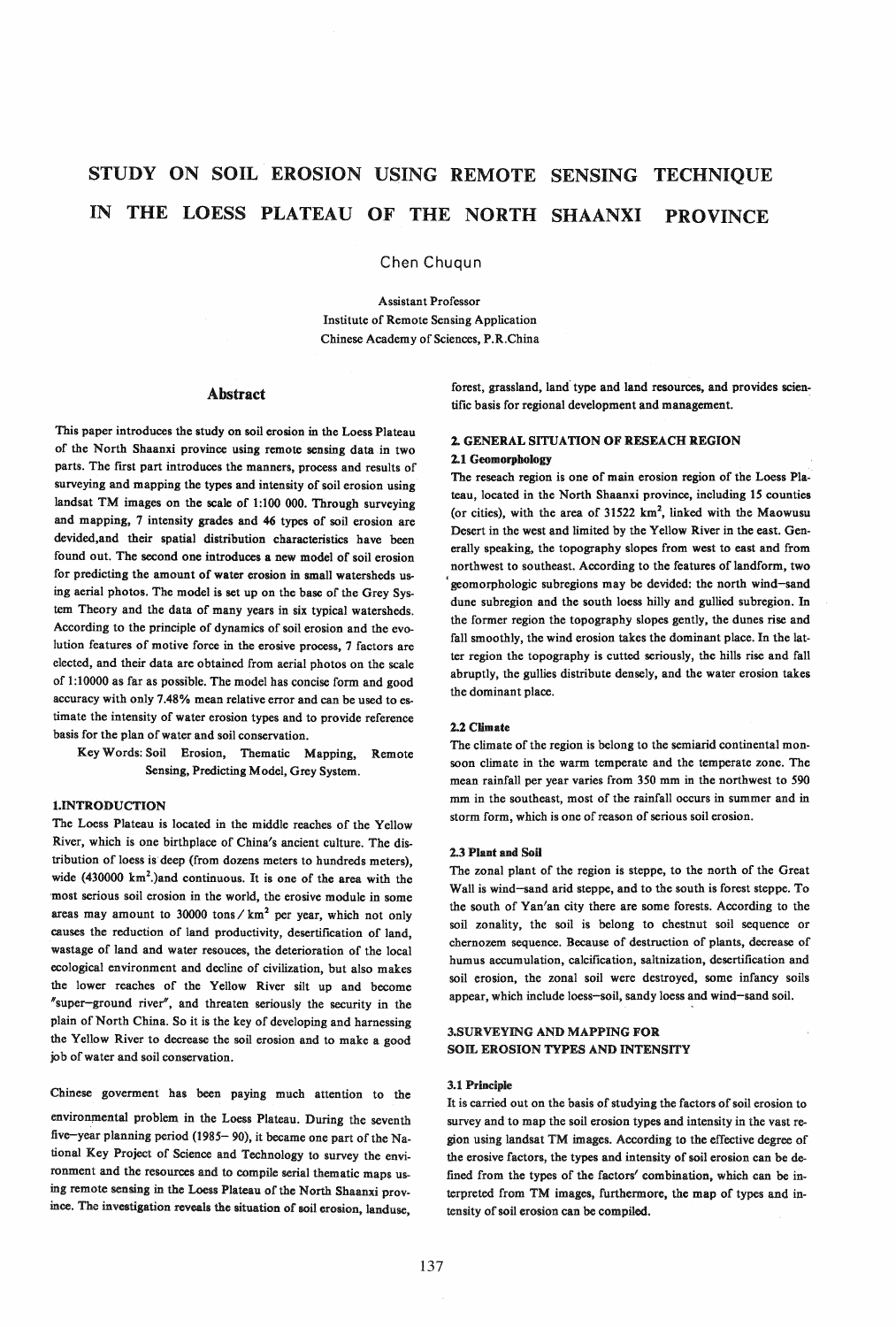# STUDY ON SOIL EROSION USING REMOTE SENSING TECHNIQUE IN THE LOESS PLATEAU OF THE NORTH SHAANXI PROVINCE

Chen Chuqun

Assistant Professor
Institute of Remote Sensing Application
Chinese Academy of Sciences, P.R.China

## Abstract

This paper introduces the study on soil erosion in the Loess Plateau of the North Shaanxi province using remote sensing data in two parts. The first part introduces the manners, process and results of surveying and mapping the types and intensity of soil erosion using landsat TM images on the scale of 1:100 000. Through surveying and mapping, 7 intensity grades and 46 types of soil erosion are devided,and their spatial distribution characteristics have been found out. The second one introduces a new model of soil erosion for predicting the amount of water erosion in small watersheds using aerial photos. The model is set up on the base of the Grey System Theory and the data of many years in six typical watersheds. According to the principle of dynamics of soil erosion and the evolution features of motive force in the erosive process, 7 factors are elected, and their data are obtained from aerial photos on the scale of 1:10000 as far as possible. The model has concise form and good accuracy with only 7.48% mean relative error and can be used to estimate the intensity of water erosion types and to provide reference basis for the plan of water and soil conservation.

Key Words: Soil Erosion, Thematic Mapping, Remote Sensing, Predicting Model, Grey System.

## 1.INTRODUCTION

The Loess Plateau is located in the middle reaches of the Yellow River, which is one birthplace of China's ancient culture. The distribution of loess is deep (from dozens meters to hundreds meters), wide (430000 km$^2$.)and continuous. It is one of the area with the most serious soil erosion in the world, the erosive module in some areas may amount to 30000 tons / km$^2$ per year, which not only causes the reduction of land productivity, desertification of land, wastage of land and water resouces, the deterioration of the local ecological environment and decline of civilization, but also makes the lower reaches of the Yellow River silt up and become "super-ground river", and threaten seriously the security in the plain of North China. So it is the key of developing and harnessing the Yellow River to decrease the soil erosion and to make a good job of water and soil conservation.

Chinese goverment has been paying much attention to the environmental problem in the Loess Plateau. During the seventh five-year planning period (1985- 90), it became one part of the National Key Project of Science and Technology to survey the environment and the resources and to compile serial thematic maps using remote sensing in the Loess Plateau of the North Shaanxi province. The investigation reveals the situation of soil erosion, landuse, forest, grassland, land type and land resources, and provides scientific basis for regional development and management.

## 2. GENERAL SITUATION OF RESEACH REGION

### 2.1 Geomorphology

The reseach region is one of main erosion region of the Loess Plateau, located in the North Shaanxi province, including 15 counties (or cities), with the area of 31522 km$^2$, linked with the Maowusu Desert in the west and limited by the Yellow River in the east. Generally speaking, the topography slopes from west to east and from northwest to southeast. According to the features of landform, two geomorphologic subregions may be devided: the north wind-sand dune subregion and the south loess hilly and gullied subregion. In the former region the topography slopes gently, the dunes rise and fall smoothly, the wind erosion takes the dominant place. In the latter region the topography is cutted seriously, the hills rise and fall abruptly, the gullies distribute densely, and the water erosion takes the dominant place.

### 2.2 Climate

The climate of the region is belong to the semiarid continental monsoon climate in the warm temperate and the temperate zone. The mean rainfall per year varies from 350 mm in the northwest to 590 mm in the southeast, most of the rainfall occurs in summer and in storm form, which is one of reason of serious soil erosion.

### 2.3 Plant and Soil

The zonal plant of the region is steppe, to the north of the Great Wall is wind-sand arid steppe, and to the south is forest steppe. To the south of Yan'an city there are some forests. According to the soil zonality, the soil is belong to chestnut soil sequence or chernozem sequence. Because of destruction of plants, decrease of humus accumulation, calcification, saltnization, desertification and soil erosion, the zonal soil were destroyed, some infancy soils appear, which include loess-soil, sandy loess and wind-sand soil.

## 3.SURVEYING AND MAPPING FOR SOIL EROSION TYPES AND INTENSITY

### 3.1 Principle

It is carried out on the basis of studying the factors of soil erosion to survey and to map the soil erosion types and intensity in the vast region using landsat TM images. According to the effective degree of the erosive factors, the types and intensity of soil erosion can be defined from the types of the factors' combination, which can be interpreted from TM images, furthermore, the map of types and intensity of soil erosion can be compiled.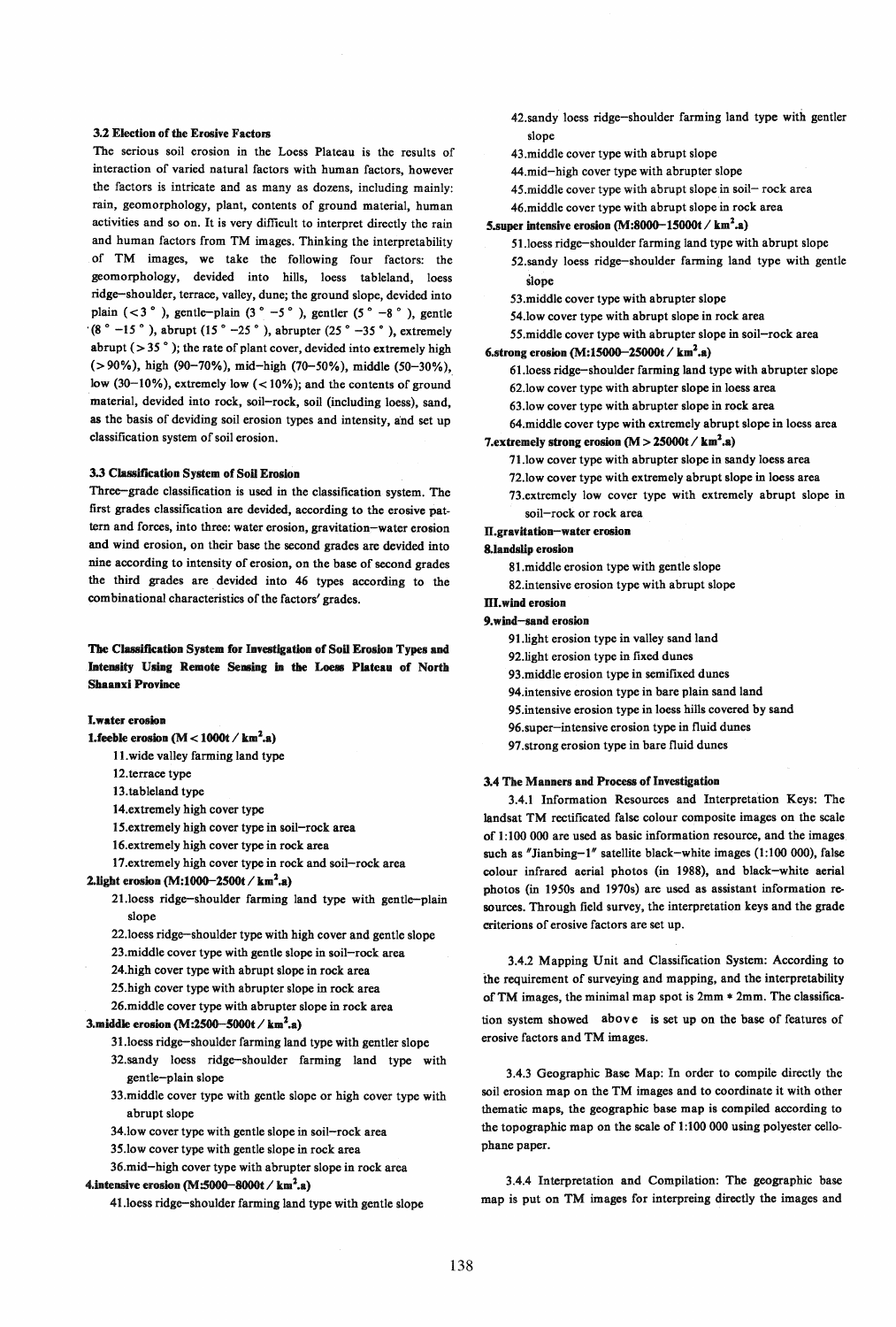### 3.2 Election of the Erosive Factors

The serious soil erosion in the Loess Plateau is the results of interaction of varied natural factors with human factors, however the factors is intricate and as many as dozens, including mainly: rain, geomorphology, plant, contents of ground material, human activities and so on. It is very difficult to interpret directly the rain and human factors from TM images. Thinking the interpretability of TM images, we take the following four factors: the geomorphology, devided into hills, loess tableland, loess ridge–shoulder, terrace, valley, dune; the ground slope, devided into plain (< 3 ° ), gentle–plain (3 ° –5 ° ), gentler (5 ° –8 ° ), gentle (8 ° –15 ° ), abrupt (15 ° –25 ° ), abrupter (25 ° –35 ° ), extremely abrupt (> 35 ° ); the rate of plant cover, devided into extremely high (> 90%), high (90–70%), mid–high (70–50%), middle (50–30%), low (30–10%), extremely low (< 10%); and the contents of ground material, devided into rock, soil–rock, soil (including loess), sand, as the basis of deviding soil erosion types and intensity, and set up classification system of soil erosion.

### 3.3 Classification System of Soil Erosion

Three–grade classification is used in the classification system. The first grades classification are devided, according to the erosive pattern and forces, into three: water erosion, gravitation–water erosion and wind erosion, on their base the second grades are devided into nine according to intensity of erosion, on the base of second grades the third grades are devided into 46 types according to the combinational characteristics of the factors' grades.

**The Classification System for Investigation of Soil Erosion Types and Intensity Using Remote Sensing in the Loess Plateau of North Shaanxi Province**

**I.water erosion**

**1.feeble erosion (M < 1000t / km$^2$.a)**

11.wide valley farming land type
12.terrace type
13.tableland type
14.extremely high cover type
15.extremely high cover type in soil–rock area
16.extremely high cover type in rock area
17.extremely high cover type in rock and soil–rock area

**2.light erosion (M:1000–2500t / km$^2$.a)**

21.loess ridge–shoulder farming land type with gentle–plain slope
22.loess ridge–shoulder type with high cover and gentle slope
23.middle cover type with gentle slope in soil–rock area
24.high cover type with abrupt slope in rock area
25.high cover type with abrupter slope in rock area
26.middle cover type with abrupter slope in rock area

**3.middle erosion (M:2500–5000t / km$^2$.a)**

31.loess ridge–shoulder farming land type with gentler slope
32.sandy loess ridge–shoulder farming land type with gentle–plain slope
33.middle cover type with gentle slope or high cover type with abrupt slope
34.low cover type with gentle slope in soil–rock area
35.low cover type with gentle slope in rock area
36.mid–high cover type with abrupter slope in rock area

**4.intensive erosion (M:5000–8000t / km$^2$.a)**

41.loess ridge–shoulder farming land type with gentle slope
42.sandy loess ridge–shoulder farming land type with gentler slope
43.middle cover type with abrupt slope
44.mid–high cover type with abrupter slope
45.middle cover type with abrupt slope in soil– rock area
46.middle cover type with abrupt slope in rock area

**5.super intensive erosion (M:8000–15000t / km$^2$.a)**

51.loess ridge–shoulder farming land type with abrupt slope
52.sandy loess ridge–shoulder farming land type with gentle slope
53.middle cover type with abrupter slope
54.low cover type with abrupt slope in rock area
55.middle cover type with abrupter slope in soil–rock area

**6.strong erosion (M:15000–25000t / km$^2$.a)**

61.loess ridge–shoulder farming land type with abrupter slope
62.low cover type with abrupter slope in loess area
63.low cover type with abrupter slope in rock area
64.middle cover type with extremely abrupt slope in loess area

**7.extremely strong erosion (M > 25000t / km$^2$.a)**

71.low cover type with abrupter slope in sandy loess area
72.low cover type with extremely abrupt slope in loess area
73.extremely low cover type with extremely abrupt slope in soil–rock or rock area

**II.gravitation–water erosion**

**8.landslip erosion**

81.middle erosion type with gentle slope
82.intensive erosion type with abrupt slope

**III.wind erosion**

**9.wind–sand erosion**

91.light erosion type in valley sand land
92.light erosion type in fixed dunes
93.middle erosion type in semifixed dunes
94.intensive erosion type in bare plain sand land
95.intensive erosion type in loess hills covered by sand
96.super–intensive erosion type in fluid dunes
97.strong erosion type in bare fluid dunes

### 3.4 The Manners and Process of Investigation

3.4.1 Information Resources and Interpretation Keys: The landsat TM rectificated false colour composite images on the scale of 1:100 000 are used as basic information resource, and the images such as "Jianbing–1" satellite black–white images (1:100 000), false colour infrared aerial photos (in 1988), and black–white aerial photos (in 1950s and 1970s) are used as assistant information resources. Through field survey, the interpretation keys and the grade criterions of erosive factors are set up.

3.4.2 Mapping Unit and Classification System: According to the requirement of surveying and mapping, and the interpretability of TM images, the minimal map spot is 2mm * 2mm. The classification system showed above is set up on the base of features of erosive factors and TM images.

3.4.3 Geographic Base Map: In order to compile directly the soil erosion map on the TM images and to coordinate it with other thematic maps, the geographic base map is compiled according to the topographic map on the scale of 1:100 000 using polyester cellophane paper.

3.4.4 Interpretation and Compilation: The geographic base map is put on TM images for interpreing directly the images and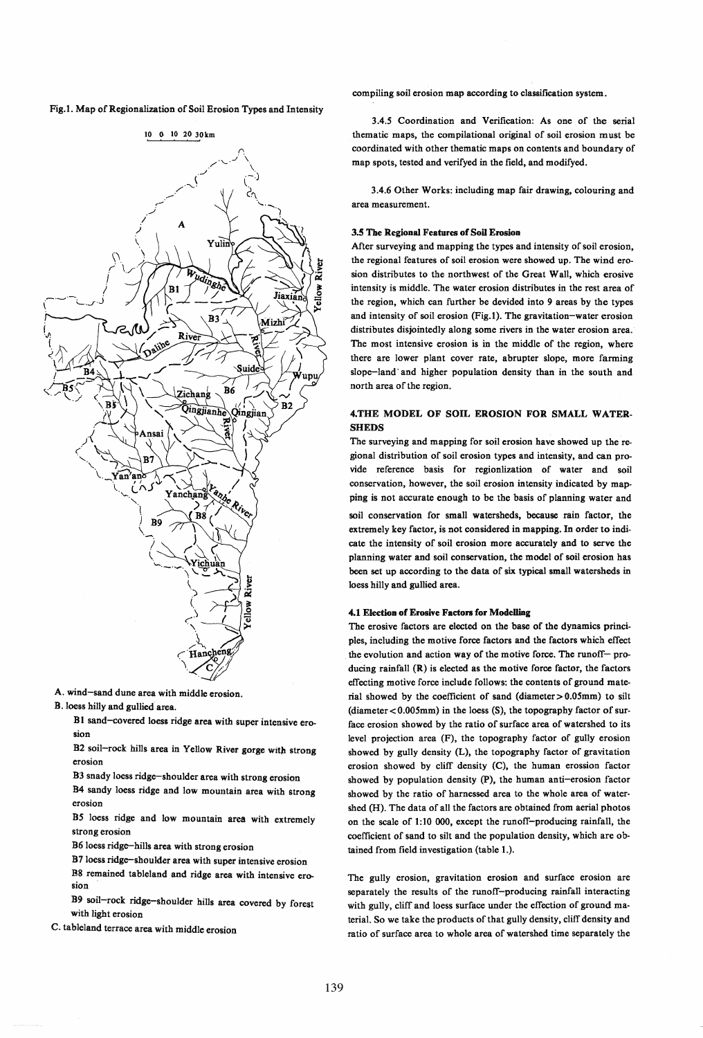Fig.1. Map of Regionalization of Soil Erosion Types and Intensity

A. wind–sand dune area with middle erosion.

B. loess hilly and gullied area.

- B1 sand–covered loess ridge area with super intensive erosion
- B2 soil–rock hills area in Yellow River gorge with strong erosion
- B3 snady loess ridge–shoulder area with strong erosion
- B4 sandy loess ridge and low mountain area with strong erosion
- B5 loess ridge and low mountain area with extremely strong erosion
- B6 loess ridge–hills area with strong erosion
- B7 loess ridge–shoulder area with super intensive erosion
- B8 remained tableland and ridge area with intensive erosion
- B9 soil–rock ridge–shoulder hills area covered by forest with light erosion

C. tableland terrace area with middle erosion

compiling soil erosion map according to classification system.

3.4.5 Coordination and Verification: As one of the serial thematic maps, the compilational original of soil erosion must be coordinated with other thematic maps on contents and boundary of map spots, tested and verifyed in the field, and modifyed.

3.4.6 Other Works: including map fair drawing, colouring and area measurement.

### 3.5 The Regional Features of Soil Erosion

After surveying and mapping the types and intensity of soil erosion, the regional features of soil erosion were showed up. The wind erosion distributes to the northwest of the Great Wall, which erosive intensity is middle. The water erosion distributes in the rest area of the region, which can further be devided into 9 areas by the types and intensity of soil erosion (Fig.1). The gravitation–water erosion distributes disjointedly along some rivers in the water erosion area. The most intensive erosion is in the middle of the region, where there are lower plant cover rate, abrupter slope, more farming slope–land and higher population density than in the south and north area of the region.

## 4.THE MODEL OF SOIL EROSION FOR SMALL WATERSHEDS

The surveying and mapping for soil erosion have showed up the regional distribution of soil erosion types and intensity, and can provide reference basis for regionlization of water and soil conservation, however, the soil erosion intensity indicated by mapping is not accurate enough to be the basis of planning water and soil conservation for small watersheds, because rain factor, the extremely key factor, is not considered in mapping. In order to indicate the intensity of soil erosion more accurately and to serve the planning water and soil conservation, the model of soil erosion has been set up according to the data of six typical small watersheds in loess hilly and gullied area.

### 4.1 Election of Erosive Factors for Modelling

The erosive factors are elected on the base of the dynamics principles, including the motive force factors and the factors which effect the evolution and action way of the motive force. The runoff– producing rainfall (R) is elected as the motive force factor, the factors effecting motive force include follows: the contents of ground material showed by the coefficient of sand (diameter > 0.05mm) to silt (diameter < 0.005mm) in the loess (S), the topography factor of surface erosion showed by the ratio of surface area of watershed to its level projection area (F), the topography factor of gully erosion showed by gully density (L), the topography factor of gravitation erosion showed by cliff density (C), the human erossion factor showed by population density (P), the human anti–erosion factor showed by the ratio of harnessed area to the whole area of watershed (H). The data of all the factors are obtained from aerial photos on the scale of 1:10 000, except the runoff–producing rainfall, the coefficient of sand to silt and the population density, which are obtained from field investigation (table 1.).

The gully erosion, gravitation erosion and surface erosion are separately the results of the runoff–producing rainfall interacting with gully, cliff and loess surface under the effection of ground material. So we take the products of that gully density, cliff density and ratio of surface area to whole area of watershed time separately the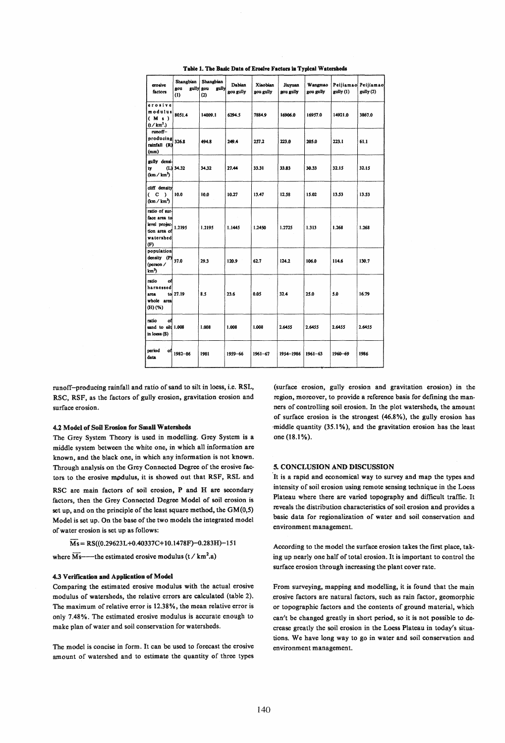**Table 1. The Basic Data of Erosive Factors in Typical Watersheds**

| erosive factors | Shangbian gou gully (1) | Shangbian gou gully (2) | Dabian gou gully | Xiaobian gou gully | Jiuyuan gou gully | Wangmao gou gully | Peijiamao gully (1) | Peijiamao gully (2) |
|---|---|---|---|---|---|---|---|---|
| erosive modulus (Ms) ($t/km^2$.) | 8051.4 | 14009.1 | 6294.5 | 7884.9 | 16906.0 | 16957.0 | 14921.0 | 3867.0 |
| runoff-producing rainfall (R) (mm) | 326.8 | 494.8 | 249.4 | 257.2 | 223.0 | 205.0 | 223.1 | 61.1 |
| gully density (L) ($km/km^2$) | 34.32 | 34.32 | 27.44 | 33.31 | 33.83 | 30.33 | 32.15 | 32.15 |
| cliff density (C) ($km/km^2$) | 10.0 | 10.0 | 10.27 | 13.47 | 12.58 | 15.02 | 13.53 | 13.53 |
| ratio of surface area to level projection area of watershed (F) | 1.2195 | 1.2195 | 1.1445 | 1.2450 | 1.2725 | 1.313 | 1.268 | 1.268 |
| population density (P) (person/$km^2$) | 37.0 | 29.3 | 120.9 | 62.7 | 124.2 | 106.0 | 114.6 | 130.7 |
| ratio of harnessed area to whole area (H) (%) | 27.19 | 8.5 | 23.6 | 0.05 | 32.4 | 25.0 | 5.0 | 16.79 |
| ratio of sand to silt in loess (S) | 1.008 | 1.008 | 1.008 | 1.008 | 2.6455 | 2.6455 | 2.6455 | 2.6455 |
| period of data | 1982–86 | 1981 | 1959–66 | 1961–67 | 1954–1986 | 1961–63 | 1960–69 | 1986 |

runoff–producing rainfall and ratio of sand to silt in loess, i.e. RSL, RSC, RSF, as the factors of gully erosion, gravitation erosion and surface erosion.

### 4.2 Model of Soil Erosion for Small Watersheds

The Grey System Theory is used in modelling. Grey System is a middle system between the white one, in which all information are known, and the black one, in which any information is not known. Through analysis on the Grey Connected Degree of the erosive factors to the erosive modulus, it is showed out that RSF, RSL and RSC are main factors of soil erosion, P and H are secondary factors, then the Grey Connected Degree Model of soil erosion is set up, and on the principle of the least square method, the GM(0,5) Model is set up. On the base of the two models the integrated model of water erosion is set up as follows:

$$\overline{Ms} = RS((0.29623L+0.40337C+10.1478F)-0.283H)-151$$

where $\overline{Ms}$——the estimated erosive modulus ($t/km^2.a$)

### 4.3 Verification and Application of Model

Comparing the estimated erosive modulus with the actual erosive modulus of watersheds, the relative errors are calculated (table 2). The maximum of relative error is 12.38%, the mean relative error is only 7.48%. The estimated erosive modulus is accurate enough to make plan of water and soil conservation for watersheds.

The model is concise in form. It can be used to forecast the erosive amount of watershed and to estimate the quantity of three types (surface erosion, gully erosion and gravitation erosion) in the region, moreover, to provide a reference basis for defining the manners of controlling soil erosion. In the plot watersheds, the amount of surface erosion is the strongest (46.8%), the gully erosion has middle quantity (35.1%), and the gravitation erosion has the least one (18.1%).

## 5. CONCLUSION AND DISCUSSION

It is a rapid and economical way to survey and map the types and intensity of soil erosion using remote sensing technique in the Loess Plateau where there are varied topography and difficult traffic. It reveals the distribution characteristics of soil erosion and provides a basic data for regionalization of water and soil conservation and environment management.

According to the model the surface erosion takes the first place, taking up nearly one half of total erosion. It is important to control the surface erosion through increasing the plant cover rate.

From surveying, mapping and modelling, it is found that the main erosive factors are natural factors, such as rain factor, geomorphic or topographic factors and the contents of ground material, which can't be changed greatly in short period, so it is not possible to decrease greatly the soil erosion in the Loess Plateau in today's situations. We have long way to go in water and soil conservation and environment management.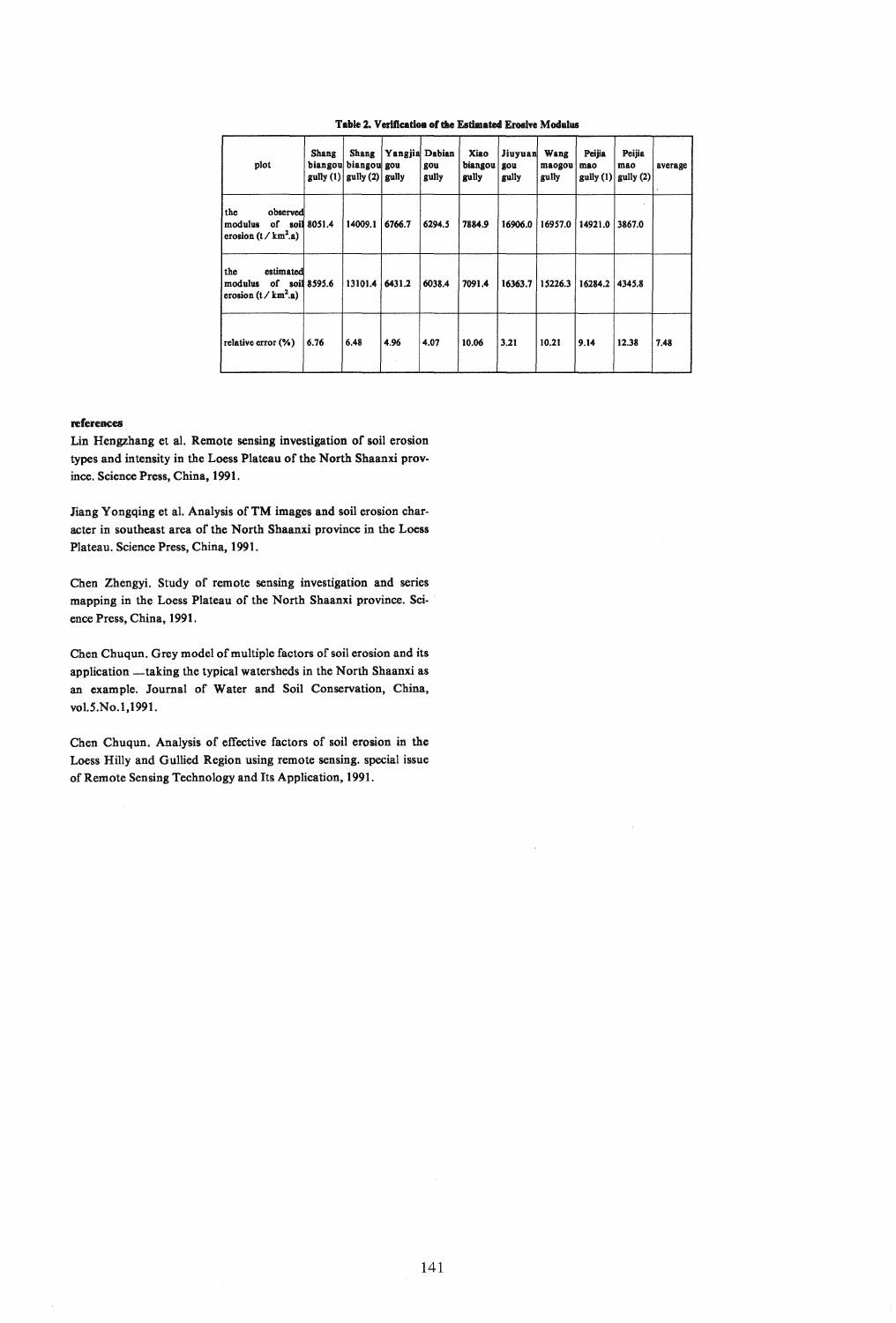**Table 2. Verification of the Estimated Erosive Modulus**

| plot | Shang biangou gully (1) | Shang biangou gully (2) | Yangjia gou gully | Dabian gou gully | Xiao biangou gully | Jiuyuan gou gully | Wang maogou gully | Peijia mao gully (1) | Peijia mao gully (2) | average |
|---|---|---|---|---|---|---|---|---|---|---|
| the observed modulus of soil erosion (t / km$^2$.a) | 8051.4 | 14009.1 | 6766.7 | 6294.5 | 7884.9 | 16906.0 | 16957.0 | 14921.0 | 3867.0 | |
| the estimated modulus of soil erosion (t / km$^2$.a) | 8595.6 | 13101.4 | 6431.2 | 6038.4 | 7091.4 | 16363.7 | 15226.3 | 16284.2 | 4345.8 | |
| relative error (%) | 6.76 | 6.48 | 4.96 | 4.07 | 10.06 | 3.21 | 10.21 | 9.14 | 12.38 | 7.48 |

**references**

Lin Hengzhang et al. Remote sensing investigation of soil erosion types and intensity in the Loess Plateau of the North Shaanxi province. Science Press, China, 1991.

Jiang Yongqing et al. Analysis of TM images and soil erosion character in southeast area of the North Shaanxi province in the Loess Plateau. Science Press, China, 1991.

Chen Zhengyi. Study of remote sensing investigation and series mapping in the Loess Plateau of the North Shaanxi province. Science Press, China, 1991.

Chen Chuqun. Grey model of multiple factors of soil erosion and its application —taking the typical watersheds in the North Shaanxi as an example. Journal of Water and Soil Conservation, China, vol.5.No.1,1991.

Chen Chuqun. Analysis of effective factors of soil erosion in the Loess Hilly and Gullied Region using remote sensing. special issue of Remote Sensing Technology and Its Application, 1991.